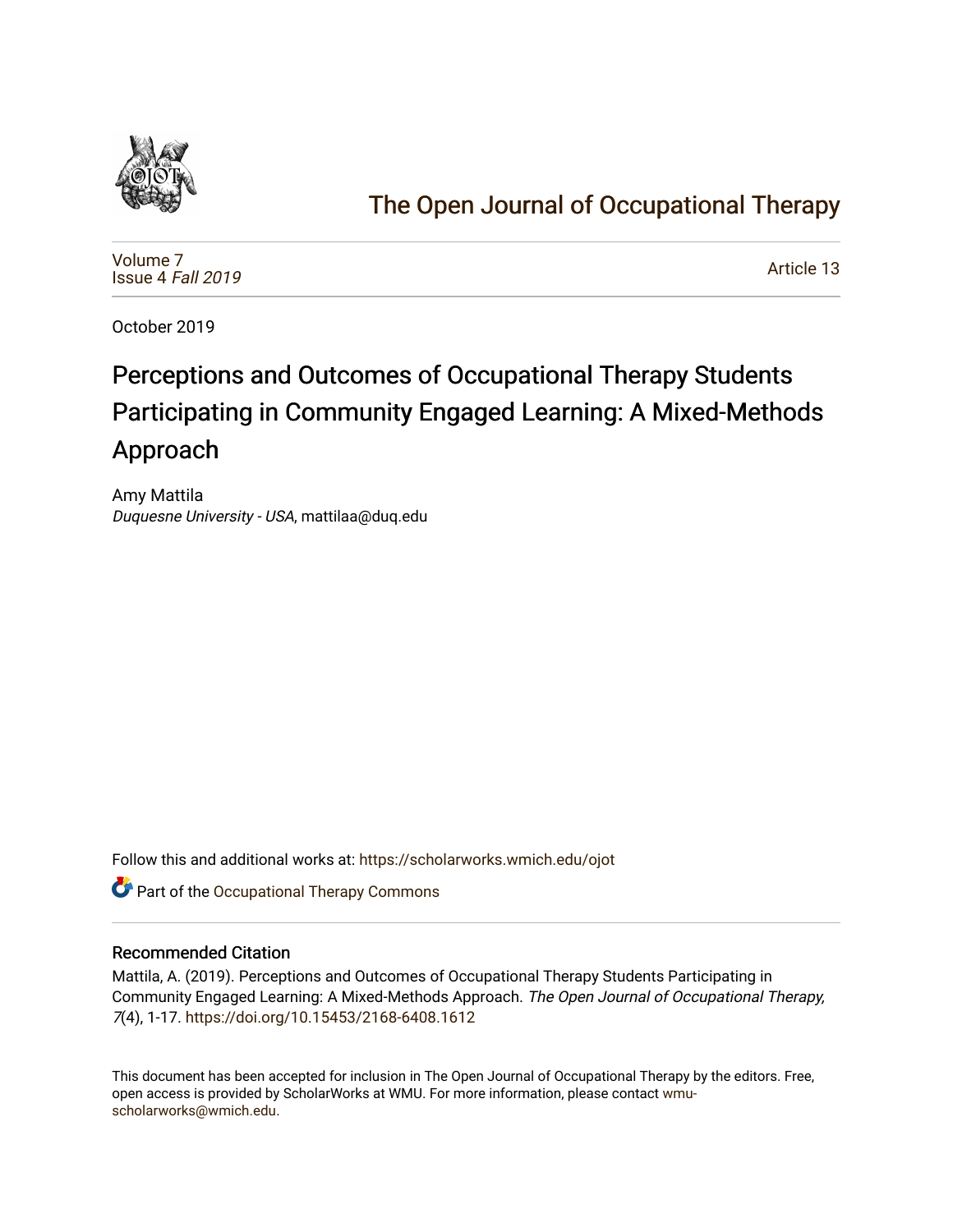# The Open Journal of Occupational Therapy

Volume 7
Issue 4 *Fall 2019*

Article 13

October 2019

# Perceptions and Outcomes of Occupational Therapy Students Participating in Community Engaged Learning: A Mixed-Methods Approach

Amy Mattila
*Duquesne University - USA*, mattilaa@duq.edu

Follow this and additional works at: https://scholarworks.wmich.edu/ojot

Part of the Occupational Therapy Commons

### Recommended Citation

Mattila, A. (2019). Perceptions and Outcomes of Occupational Therapy Students Participating in Community Engaged Learning: A Mixed-Methods Approach. *The Open Journal of Occupational Therapy, 7*(4), 1-17. https://doi.org/10.15453/2168-6408.1612

This document has been accepted for inclusion in The Open Journal of Occupational Therapy by the editors. Free, open access is provided by ScholarWorks at WMU. For more information, please contact wmu-scholarworks@wmich.edu.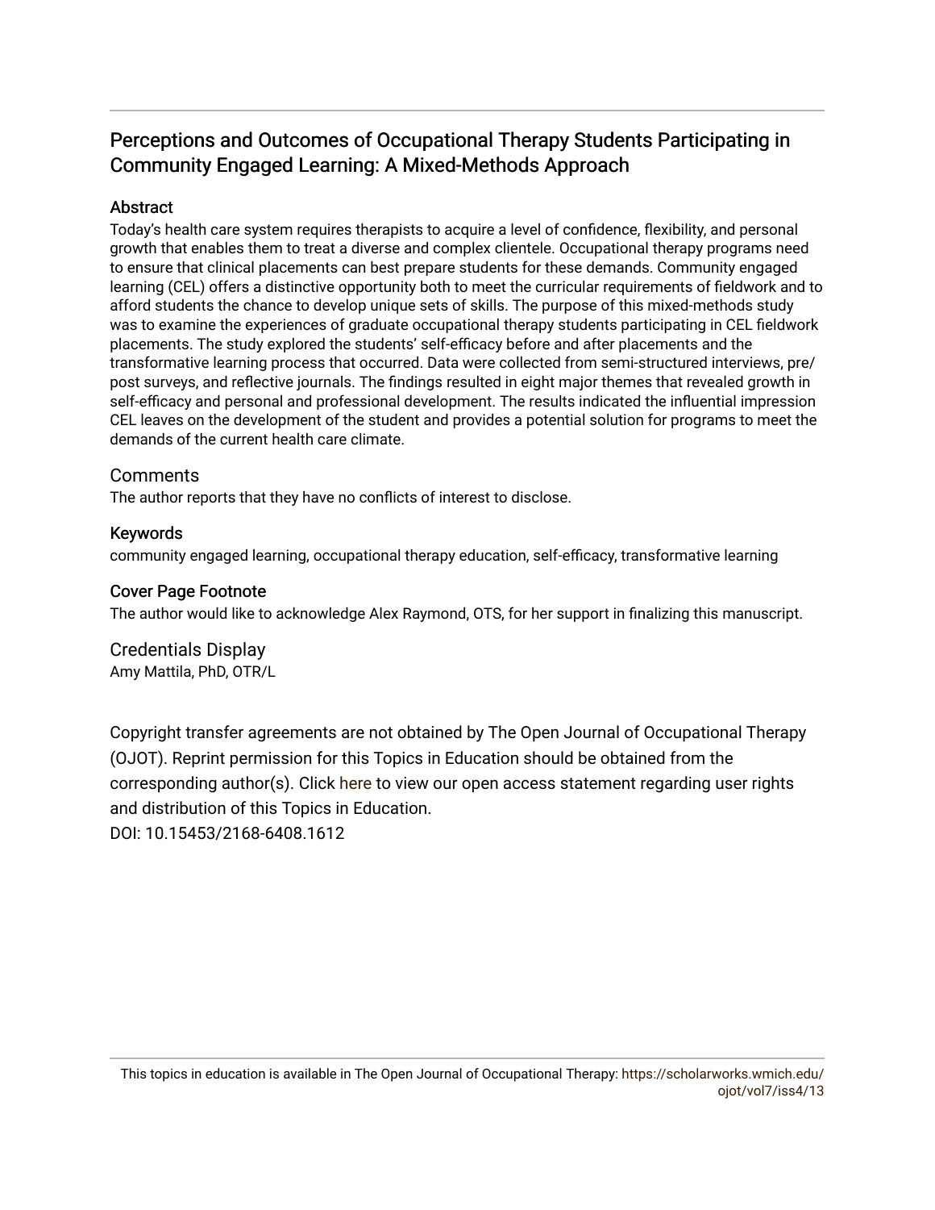# Perceptions and Outcomes of Occupational Therapy Students Participating in Community Engaged Learning: A Mixed-Methods Approach

## Abstract

Today's health care system requires therapists to acquire a level of confidence, flexibility, and personal growth that enables them to treat a diverse and complex clientele. Occupational therapy programs need to ensure that clinical placements can best prepare students for these demands. Community engaged learning (CEL) offers a distinctive opportunity both to meet the curricular requirements of fieldwork and to afford students the chance to develop unique sets of skills. The purpose of this mixed-methods study was to examine the experiences of graduate occupational therapy students participating in CEL fieldwork placements. The study explored the students' self-efficacy before and after placements and the transformative learning process that occurred. Data were collected from semi-structured interviews, pre/post surveys, and reflective journals. The findings resulted in eight major themes that revealed growth in self-efficacy and personal and professional development. The results indicated the influential impression CEL leaves on the development of the student and provides a potential solution for programs to meet the demands of the current health care climate.

## Comments

The author reports that they have no conflicts of interest to disclose.

## Keywords

community engaged learning, occupational therapy education, self-efficacy, transformative learning

## Cover Page Footnote

The author would like to acknowledge Alex Raymond, OTS, for her support in finalizing this manuscript.

## Credentials Display

Amy Mattila, PhD, OTR/L

Copyright transfer agreements are not obtained by The Open Journal of Occupational Therapy (OJOT). Reprint permission for this Topics in Education should be obtained from the corresponding author(s). Click here to view our open access statement regarding user rights and distribution of this Topics in Education.

DOI: 10.15453/2168-6408.1612

This topics in education is available in The Open Journal of Occupational Therapy: https://scholarworks.wmich.edu/ojot/vol7/iss4/13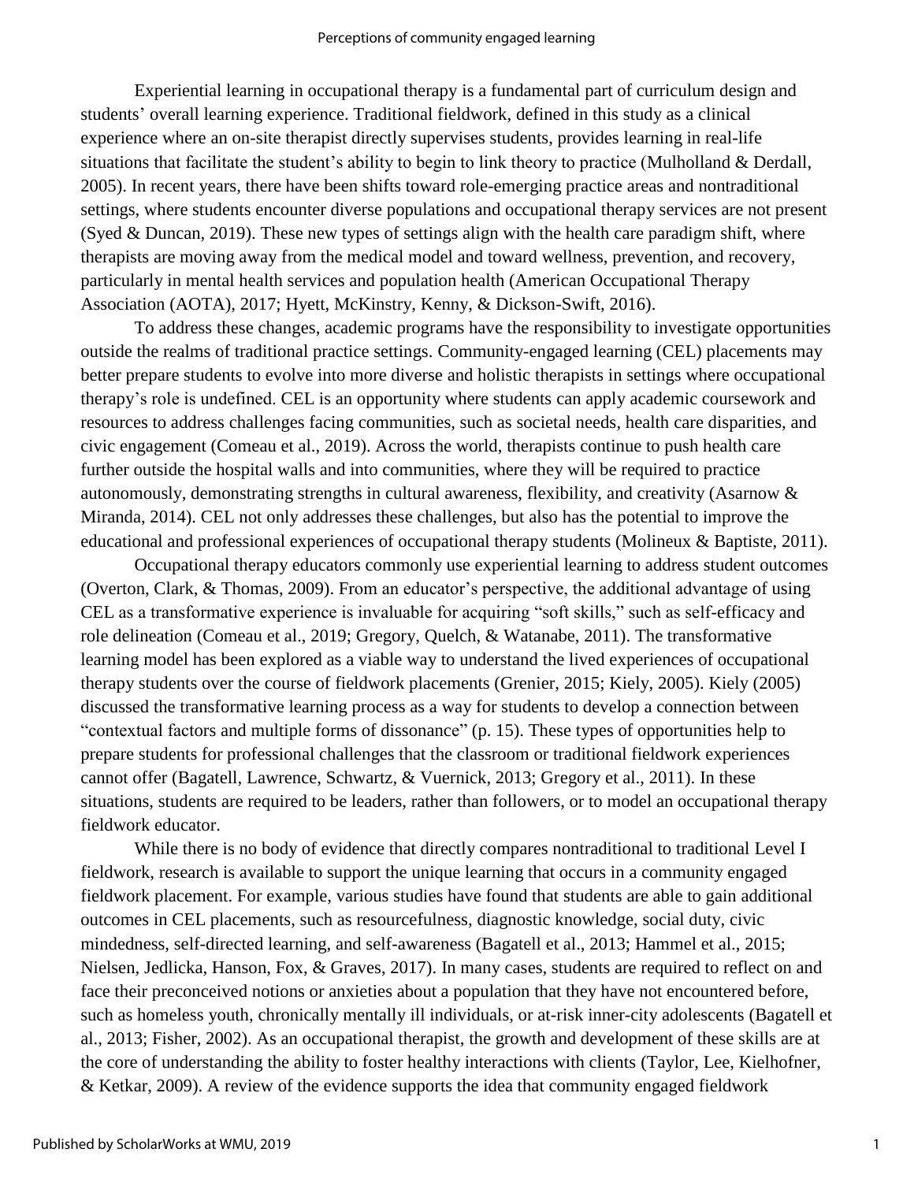Experiential learning in occupational therapy is a fundamental part of curriculum design and students' overall learning experience. Traditional fieldwork, defined in this study as a clinical experience where an on-site therapist directly supervises students, provides learning in real-life situations that facilitate the student's ability to begin to link theory to practice (Mulholland & Derdall, 2005). In recent years, there have been shifts toward role-emerging practice areas and nontraditional settings, where students encounter diverse populations and occupational therapy services are not present (Syed & Duncan, 2019). These new types of settings align with the health care paradigm shift, where therapists are moving away from the medical model and toward wellness, prevention, and recovery, particularly in mental health services and population health (American Occupational Therapy Association (AOTA), 2017; Hyett, McKinstry, Kenny, & Dickson-Swift, 2016).

To address these changes, academic programs have the responsibility to investigate opportunities outside the realms of traditional practice settings. Community-engaged learning (CEL) placements may better prepare students to evolve into more diverse and holistic therapists in settings where occupational therapy's role is undefined. CEL is an opportunity where students can apply academic coursework and resources to address challenges facing communities, such as societal needs, health care disparities, and civic engagement (Comeau et al., 2019). Across the world, therapists continue to push health care further outside the hospital walls and into communities, where they will be required to practice autonomously, demonstrating strengths in cultural awareness, flexibility, and creativity (Asarnow & Miranda, 2014). CEL not only addresses these challenges, but also has the potential to improve the educational and professional experiences of occupational therapy students (Molineux & Baptiste, 2011).

Occupational therapy educators commonly use experiential learning to address student outcomes (Overton, Clark, & Thomas, 2009). From an educator's perspective, the additional advantage of using CEL as a transformative experience is invaluable for acquiring "soft skills," such as self-efficacy and role delineation (Comeau et al., 2019; Gregory, Quelch, & Watanabe, 2011). The transformative learning model has been explored as a viable way to understand the lived experiences of occupational therapy students over the course of fieldwork placements (Grenier, 2015; Kiely, 2005). Kiely (2005) discussed the transformative learning process as a way for students to develop a connection between "contextual factors and multiple forms of dissonance" (p. 15). These types of opportunities help to prepare students for professional challenges that the classroom or traditional fieldwork experiences cannot offer (Bagatell, Lawrence, Schwartz, & Vuernick, 2013; Gregory et al., 2011). In these situations, students are required to be leaders, rather than followers, or to model an occupational therapy fieldwork educator.

While there is no body of evidence that directly compares nontraditional to traditional Level I fieldwork, research is available to support the unique learning that occurs in a community engaged fieldwork placement. For example, various studies have found that students are able to gain additional outcomes in CEL placements, such as resourcefulness, diagnostic knowledge, social duty, civic mindedness, self-directed learning, and self-awareness (Bagatell et al., 2013; Hammel et al., 2015; Nielsen, Jedlicka, Hanson, Fox, & Graves, 2017). In many cases, students are required to reflect on and face their preconceived notions or anxieties about a population that they have not encountered before, such as homeless youth, chronically mentally ill individuals, or at-risk inner-city adolescents (Bagatell et al., 2013; Fisher, 2002). As an occupational therapist, the growth and development of these skills are at the core of understanding the ability to foster healthy interactions with clients (Taylor, Lee, Kielhofner, & Ketkar, 2009). A review of the evidence supports the idea that community engaged fieldwork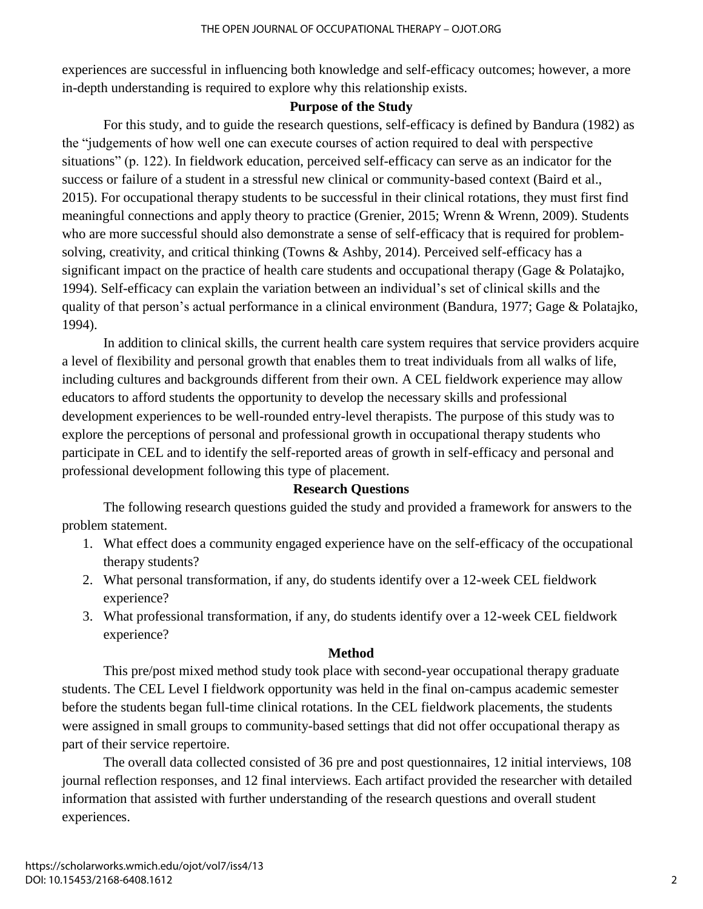experiences are successful in influencing both knowledge and self-efficacy outcomes; however, a more in-depth understanding is required to explore why this relationship exists.

## Purpose of the Study

For this study, and to guide the research questions, self-efficacy is defined by Bandura (1982) as the "judgements of how well one can execute courses of action required to deal with perspective situations" (p. 122). In fieldwork education, perceived self-efficacy can serve as an indicator for the success or failure of a student in a stressful new clinical or community-based context (Baird et al., 2015). For occupational therapy students to be successful in their clinical rotations, they must first find meaningful connections and apply theory to practice (Grenier, 2015; Wrenn & Wrenn, 2009). Students who are more successful should also demonstrate a sense of self-efficacy that is required for problem-solving, creativity, and critical thinking (Towns & Ashby, 2014). Perceived self-efficacy has a significant impact on the practice of health care students and occupational therapy (Gage & Polatajko, 1994). Self-efficacy can explain the variation between an individual's set of clinical skills and the quality of that person's actual performance in a clinical environment (Bandura, 1977; Gage & Polatajko, 1994).

In addition to clinical skills, the current health care system requires that service providers acquire a level of flexibility and personal growth that enables them to treat individuals from all walks of life, including cultures and backgrounds different from their own. A CEL fieldwork experience may allow educators to afford students the opportunity to develop the necessary skills and professional development experiences to be well-rounded entry-level therapists. The purpose of this study was to explore the perceptions of personal and professional growth in occupational therapy students who participate in CEL and to identify the self-reported areas of growth in self-efficacy and personal and professional development following this type of placement.

## Research Questions

The following research questions guided the study and provided a framework for answers to the problem statement.

1. What effect does a community engaged experience have on the self-efficacy of the occupational therapy students?
2. What personal transformation, if any, do students identify over a 12-week CEL fieldwork experience?
3. What professional transformation, if any, do students identify over a 12-week CEL fieldwork experience?

## Method

This pre/post mixed method study took place with second-year occupational therapy graduate students. The CEL Level I fieldwork opportunity was held in the final on-campus academic semester before the students began full-time clinical rotations. In the CEL fieldwork placements, the students were assigned in small groups to community-based settings that did not offer occupational therapy as part of their service repertoire.

The overall data collected consisted of 36 pre and post questionnaires, 12 initial interviews, 108 journal reflection responses, and 12 final interviews. Each artifact provided the researcher with detailed information that assisted with further understanding of the research questions and overall student experiences.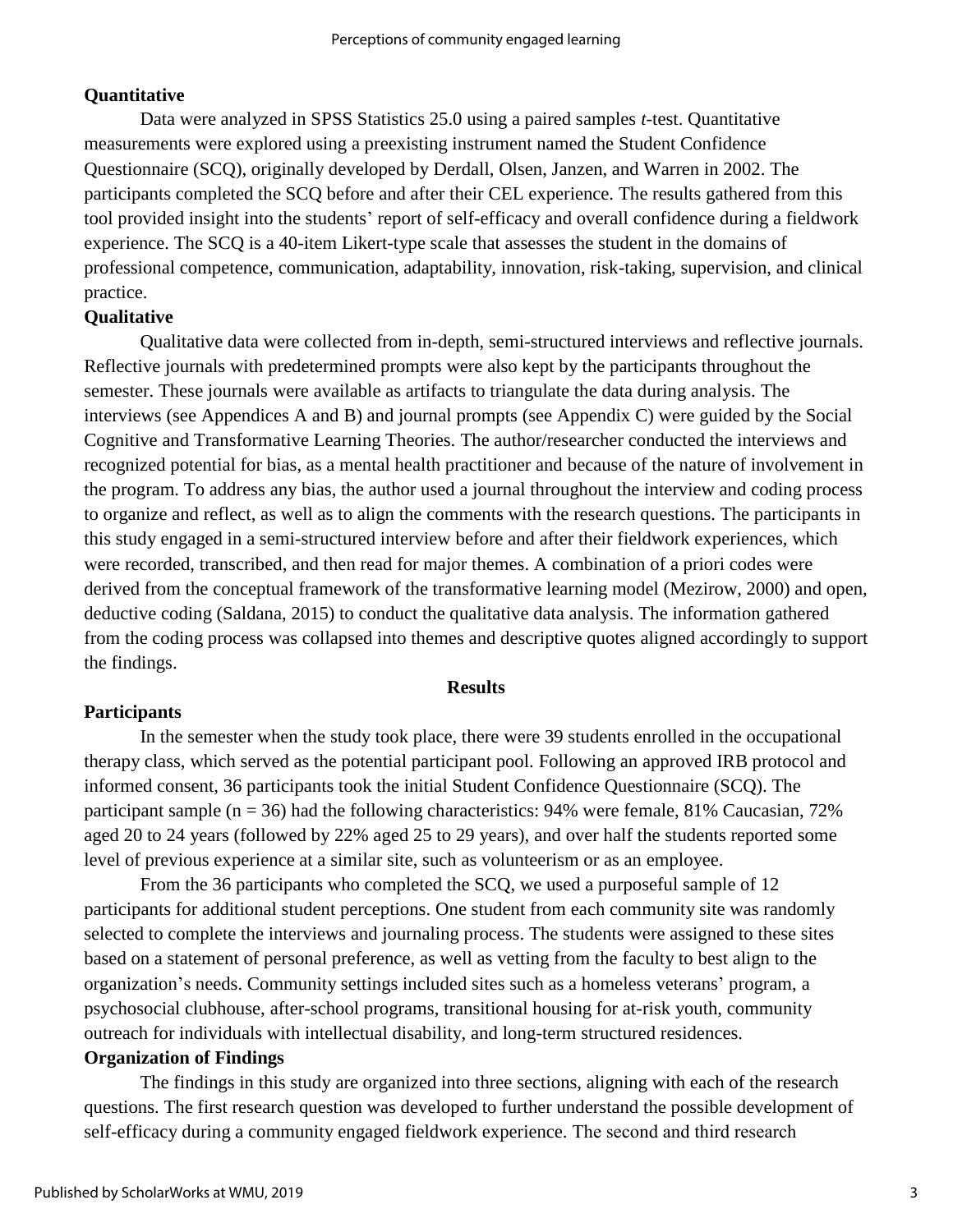### Quantitative

Data were analyzed in SPSS Statistics 25.0 using a paired samples *t*-test. Quantitative measurements were explored using a preexisting instrument named the Student Confidence Questionnaire (SCQ), originally developed by Derdall, Olsen, Janzen, and Warren in 2002. The participants completed the SCQ before and after their CEL experience. The results gathered from this tool provided insight into the students' report of self-efficacy and overall confidence during a fieldwork experience. The SCQ is a 40-item Likert-type scale that assesses the student in the domains of professional competence, communication, adaptability, innovation, risk-taking, supervision, and clinical practice.

### Qualitative

Qualitative data were collected from in-depth, semi-structured interviews and reflective journals. Reflective journals with predetermined prompts were also kept by the participants throughout the semester. These journals were available as artifacts to triangulate the data during analysis. The interviews (see Appendices A and B) and journal prompts (see Appendix C) were guided by the Social Cognitive and Transformative Learning Theories. The author/researcher conducted the interviews and recognized potential for bias, as a mental health practitioner and because of the nature of involvement in the program. To address any bias, the author used a journal throughout the interview and coding process to organize and reflect, as well as to align the comments with the research questions. The participants in this study engaged in a semi-structured interview before and after their fieldwork experiences, which were recorded, transcribed, and then read for major themes. A combination of a priori codes were derived from the conceptual framework of the transformative learning model (Mezirow, 2000) and open, deductive coding (Saldana, 2015) to conduct the qualitative data analysis. The information gathered from the coding process was collapsed into themes and descriptive quotes aligned accordingly to support the findings.

## Results

### Participants

In the semester when the study took place, there were 39 students enrolled in the occupational therapy class, which served as the potential participant pool. Following an approved IRB protocol and informed consent, 36 participants took the initial Student Confidence Questionnaire (SCQ). The participant sample ($n = 36$) had the following characteristics: 94% were female, 81% Caucasian, 72% aged 20 to 24 years (followed by 22% aged 25 to 29 years), and over half the students reported some level of previous experience at a similar site, such as volunteerism or as an employee.

From the 36 participants who completed the SCQ, we used a purposeful sample of 12 participants for additional student perceptions. One student from each community site was randomly selected to complete the interviews and journaling process. The students were assigned to these sites based on a statement of personal preference, as well as vetting from the faculty to best align to the organization's needs. Community settings included sites such as a homeless veterans' program, a psychosocial clubhouse, after-school programs, transitional housing for at-risk youth, community outreach for individuals with intellectual disability, and long-term structured residences.

### Organization of Findings

The findings in this study are organized into three sections, aligning with each of the research questions. The first research question was developed to further understand the possible development of self-efficacy during a community engaged fieldwork experience. The second and third research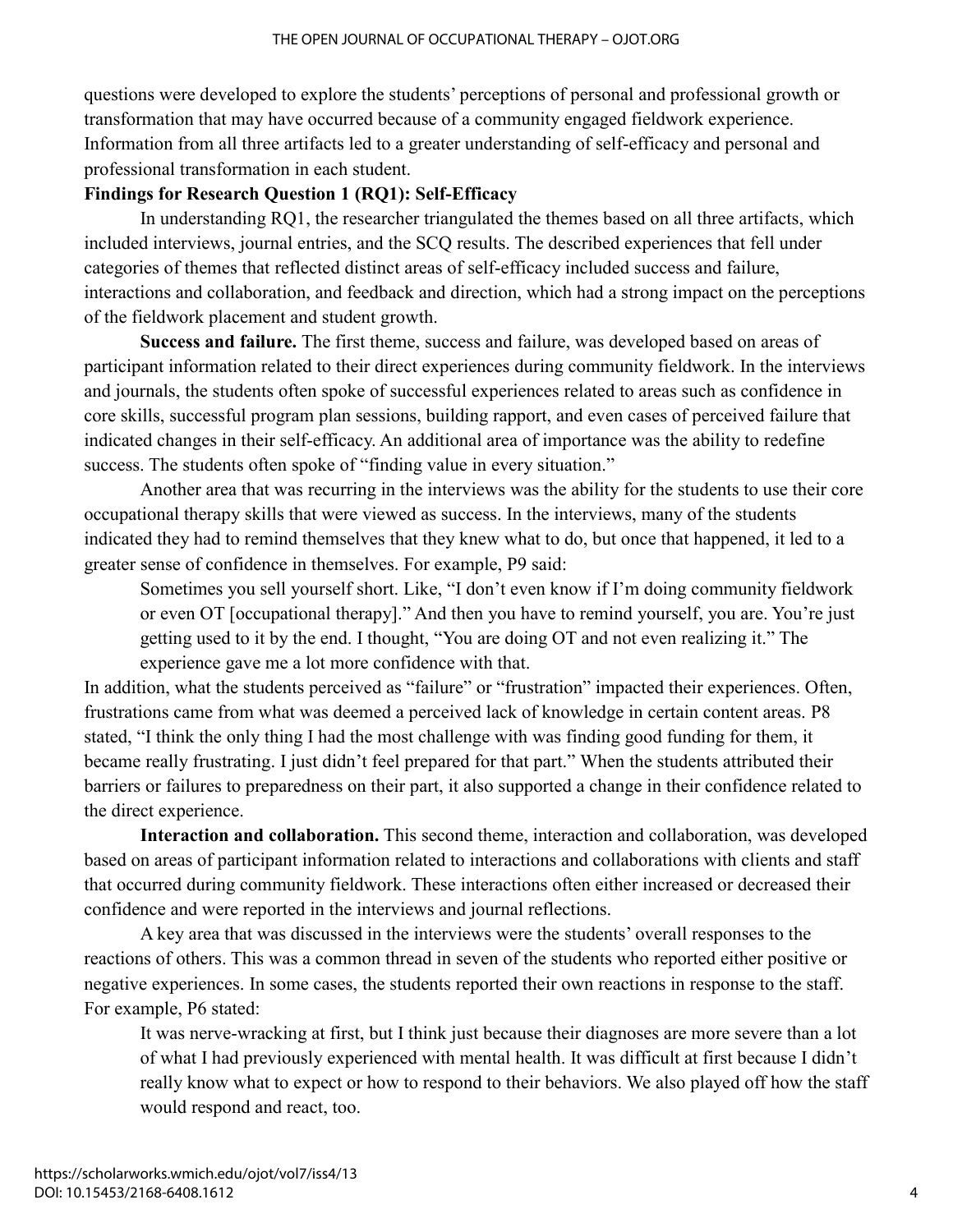questions were developed to explore the students' perceptions of personal and professional growth or transformation that may have occurred because of a community engaged fieldwork experience. Information from all three artifacts led to a greater understanding of self-efficacy and personal and professional transformation in each student.

### Findings for Research Question 1 (RQ1): Self-Efficacy

In understanding RQ1, the researcher triangulated the themes based on all three artifacts, which included interviews, journal entries, and the SCQ results. The described experiences that fell under categories of themes that reflected distinct areas of self-efficacy included success and failure, interactions and collaboration, and feedback and direction, which had a strong impact on the perceptions of the fieldwork placement and student growth.

**Success and failure.** The first theme, success and failure, was developed based on areas of participant information related to their direct experiences during community fieldwork. In the interviews and journals, the students often spoke of successful experiences related to areas such as confidence in core skills, successful program plan sessions, building rapport, and even cases of perceived failure that indicated changes in their self-efficacy. An additional area of importance was the ability to redefine success. The students often spoke of "finding value in every situation."

Another area that was recurring in the interviews was the ability for the students to use their core occupational therapy skills that were viewed as success. In the interviews, many of the students indicated they had to remind themselves that they knew what to do, but once that happened, it led to a greater sense of confidence in themselves. For example, P9 said:

> Sometimes you sell yourself short. Like, "I don't even know if I'm doing community fieldwork or even OT [occupational therapy]." And then you have to remind yourself, you are. You're just getting used to it by the end. I thought, "You are doing OT and not even realizing it." The experience gave me a lot more confidence with that.

In addition, what the students perceived as "failure" or "frustration" impacted their experiences. Often, frustrations came from what was deemed a perceived lack of knowledge in certain content areas. P8 stated, "I think the only thing I had the most challenge with was finding good funding for them, it became really frustrating. I just didn't feel prepared for that part." When the students attributed their barriers or failures to preparedness on their part, it also supported a change in their confidence related to the direct experience.

**Interaction and collaboration.** This second theme, interaction and collaboration, was developed based on areas of participant information related to interactions and collaborations with clients and staff that occurred during community fieldwork. These interactions often either increased or decreased their confidence and were reported in the interviews and journal reflections.

A key area that was discussed in the interviews were the students' overall responses to the reactions of others. This was a common thread in seven of the students who reported either positive or negative experiences. In some cases, the students reported their own reactions in response to the staff. For example, P6 stated:

> It was nerve-wracking at first, but I think just because their diagnoses are more severe than a lot of what I had previously experienced with mental health. It was difficult at first because I didn't really know what to expect or how to respond to their behaviors. We also played off how the staff would respond and react, too.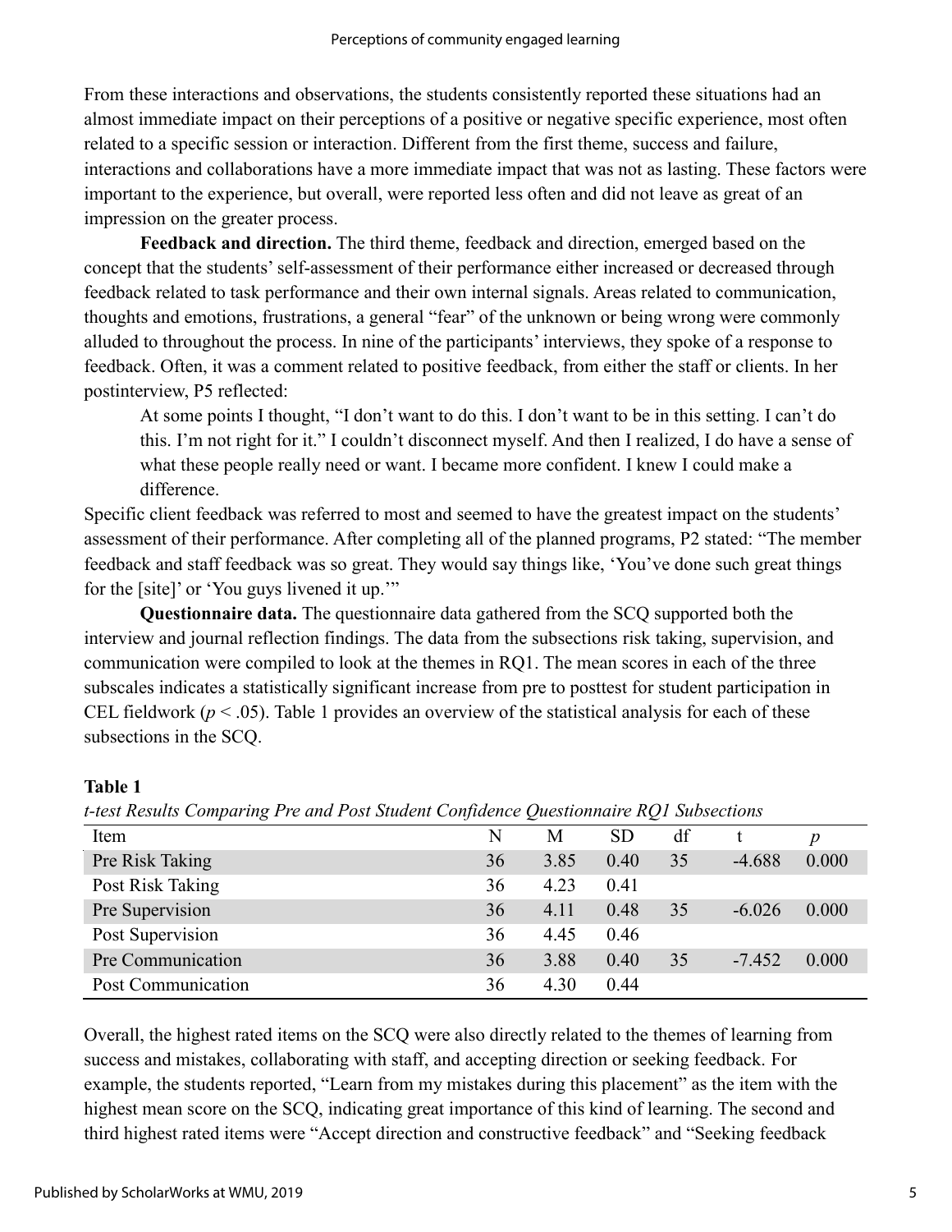From these interactions and observations, the students consistently reported these situations had an almost immediate impact on their perceptions of a positive or negative specific experience, most often related to a specific session or interaction. Different from the first theme, success and failure, interactions and collaborations have a more immediate impact that was not as lasting. These factors were important to the experience, but overall, were reported less often and did not leave as great of an impression on the greater process.

**Feedback and direction.** The third theme, feedback and direction, emerged based on the concept that the students' self-assessment of their performance either increased or decreased through feedback related to task performance and their own internal signals. Areas related to communication, thoughts and emotions, frustrations, a general "fear" of the unknown or being wrong were commonly alluded to throughout the process. In nine of the participants' interviews, they spoke of a response to feedback. Often, it was a comment related to positive feedback, from either the staff or clients. In her postinterview, P5 reflected:

> At some points I thought, "I don't want to do this. I don't want to be in this setting. I can't do this. I'm not right for it." I couldn't disconnect myself. And then I realized, I do have a sense of what these people really need or want. I became more confident. I knew I could make a difference.

Specific client feedback was referred to most and seemed to have the greatest impact on the students' assessment of their performance. After completing all of the planned programs, P2 stated: "The member feedback and staff feedback was so great. They would say things like, 'You've done such great things for the [site]' or 'You guys livened it up.'"

**Questionnaire data.** The questionnaire data gathered from the SCQ supported both the interview and journal reflection findings. The data from the subsections risk taking, supervision, and communication were compiled to look at the themes in RQ1. The mean scores in each of the three subscales indicates a statistically significant increase from pre to posttest for student participation in CEL fieldwork ($p < .05$). Table 1 provides an overview of the statistical analysis for each of these subsections in the SCQ.

**Table 1**

*t-test Results Comparing Pre and Post Student Confidence Questionnaire RQ1 Subsections*

| Item | N | M | SD | df | t | *p* |
|---|---|---|---|---|---|---|
| Pre Risk Taking | 36 | 3.85 | 0.40 | 35 | -4.688 | 0.000 |
| Post Risk Taking | 36 | 4.23 | 0.41 | | | |
| Pre Supervision | 36 | 4.11 | 0.48 | 35 | -6.026 | 0.000 |
| Post Supervision | 36 | 4.45 | 0.46 | | | |
| Pre Communication | 36 | 3.88 | 0.40 | 35 | -7.452 | 0.000 |
| Post Communication | 36 | 4.30 | 0.44 | | | |

Overall, the highest rated items on the SCQ were also directly related to the themes of learning from success and mistakes, collaborating with staff, and accepting direction or seeking feedback. For example, the students reported, "Learn from my mistakes during this placement" as the item with the highest mean score on the SCQ, indicating great importance of this kind of learning. The second and third highest rated items were "Accept direction and constructive feedback" and "Seeking feedback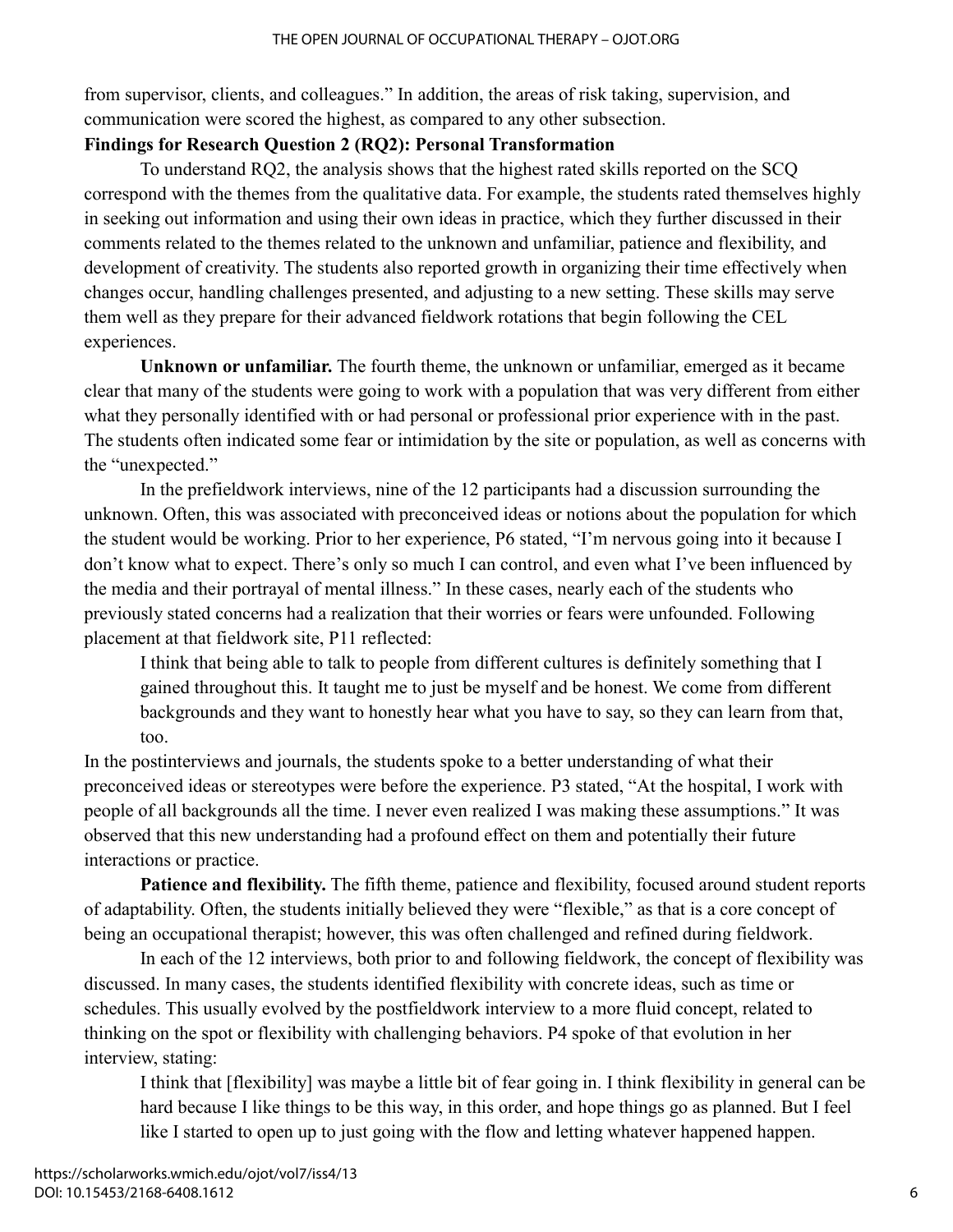from supervisor, clients, and colleagues." In addition, the areas of risk taking, supervision, and communication were scored the highest, as compared to any other subsection.

### Findings for Research Question 2 (RQ2): Personal Transformation

To understand RQ2, the analysis shows that the highest rated skills reported on the SCQ correspond with the themes from the qualitative data. For example, the students rated themselves highly in seeking out information and using their own ideas in practice, which they further discussed in their comments related to the themes related to the unknown and unfamiliar, patience and flexibility, and development of creativity. The students also reported growth in organizing their time effectively when changes occur, handling challenges presented, and adjusting to a new setting. These skills may serve them well as they prepare for their advanced fieldwork rotations that begin following the CEL experiences.

**Unknown or unfamiliar.** The fourth theme, the unknown or unfamiliar, emerged as it became clear that many of the students were going to work with a population that was very different from either what they personally identified with or had personal or professional prior experience with in the past. The students often indicated some fear or intimidation by the site or population, as well as concerns with the "unexpected."

In the prefieldwork interviews, nine of the 12 participants had a discussion surrounding the unknown. Often, this was associated with preconceived ideas or notions about the population for which the student would be working. Prior to her experience, P6 stated, "I'm nervous going into it because I don't know what to expect. There's only so much I can control, and even what I've been influenced by the media and their portrayal of mental illness." In these cases, nearly each of the students who previously stated concerns had a realization that their worries or fears were unfounded. Following placement at that fieldwork site, P11 reflected:

> I think that being able to talk to people from different cultures is definitely something that I gained throughout this. It taught me to just be myself and be honest. We come from different backgrounds and they want to honestly hear what you have to say, so they can learn from that, too.

In the postinterviews and journals, the students spoke to a better understanding of what their preconceived ideas or stereotypes were before the experience. P3 stated, "At the hospital, I work with people of all backgrounds all the time. I never even realized I was making these assumptions." It was observed that this new understanding had a profound effect on them and potentially their future interactions or practice.

**Patience and flexibility.** The fifth theme, patience and flexibility, focused around student reports of adaptability. Often, the students initially believed they were "flexible," as that is a core concept of being an occupational therapist; however, this was often challenged and refined during fieldwork.

In each of the 12 interviews, both prior to and following fieldwork, the concept of flexibility was discussed. In many cases, the students identified flexibility with concrete ideas, such as time or schedules. This usually evolved by the postfieldwork interview to a more fluid concept, related to thinking on the spot or flexibility with challenging behaviors. P4 spoke of that evolution in her interview, stating:

> I think that [flexibility] was maybe a little bit of fear going in. I think flexibility in general can be hard because I like things to be this way, in this order, and hope things go as planned. But I feel like I started to open up to just going with the flow and letting whatever happened happen.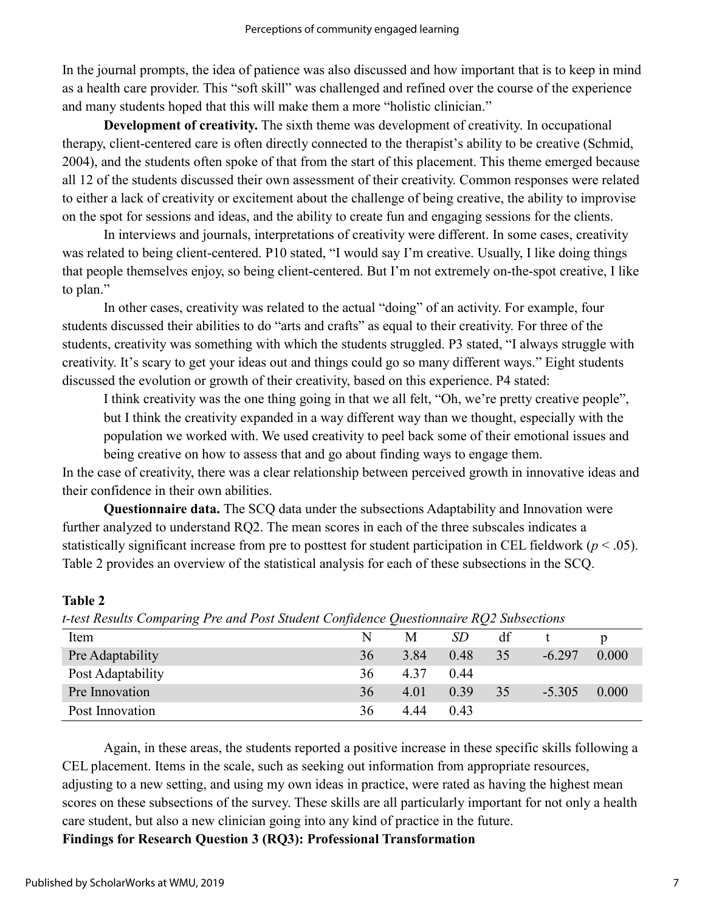In the journal prompts, the idea of patience was also discussed and how important that is to keep in mind as a health care provider. This "soft skill" was challenged and refined over the course of the experience and many students hoped that this will make them a more "holistic clinician."

**Development of creativity.** The sixth theme was development of creativity. In occupational therapy, client-centered care is often directly connected to the therapist's ability to be creative (Schmid, 2004), and the students often spoke of that from the start of this placement. This theme emerged because all 12 of the students discussed their own assessment of their creativity. Common responses were related to either a lack of creativity or excitement about the challenge of being creative, the ability to improvise on the spot for sessions and ideas, and the ability to create fun and engaging sessions for the clients.

In interviews and journals, interpretations of creativity were different. In some cases, creativity was related to being client-centered. P10 stated, "I would say I'm creative. Usually, I like doing things that people themselves enjoy, so being client-centered. But I'm not extremely on-the-spot creative, I like to plan."

In other cases, creativity was related to the actual "doing" of an activity. For example, four students discussed their abilities to do "arts and crafts" as equal to their creativity. For three of the students, creativity was something with which the students struggled. P3 stated, "I always struggle with creativity. It's scary to get your ideas out and things could go so many different ways." Eight students discussed the evolution or growth of their creativity, based on this experience. P4 stated:

> I think creativity was the one thing going in that we all felt, "Oh, we're pretty creative people", but I think the creativity expanded in a way different way than we thought, especially with the population we worked with. We used creativity to peel back some of their emotional issues and being creative on how to assess that and go about finding ways to engage them.

In the case of creativity, there was a clear relationship between perceived growth in innovative ideas and their confidence in their own abilities.

**Questionnaire data.** The SCQ data under the subsections Adaptability and Innovation were further analyzed to understand RQ2. The mean scores in each of the three subscales indicates a statistically significant increase from pre to posttest for student participation in CEL fieldwork ($p < .05$). Table 2 provides an overview of the statistical analysis for each of these subsections in the SCQ.

**Table 2**

*t-test Results Comparing Pre and Post Student Confidence Questionnaire RQ2 Subsections*

| Item | N | M | *SD* | df | t | p |
|---|---|---|---|---|---|---|
| Pre Adaptability | 36 | 3.84 | 0.48 | 35 | -6.297 | 0.000 |
| Post Adaptability | 36 | 4.37 | 0.44 | | | |
| Pre Innovation | 36 | 4.01 | 0.39 | 35 | -5.305 | 0.000 |
| Post Innovation | 36 | 4.44 | 0.43 | | | |

Again, in these areas, the students reported a positive increase in these specific skills following a CEL placement. Items in the scale, such as seeking out information from appropriate resources, adjusting to a new setting, and using my own ideas in practice, were rated as having the highest mean scores on these subsections of the survey. These skills are all particularly important for not only a health care student, but also a new clinician going into any kind of practice in the future.

**Findings for Research Question 3 (RQ3): Professional Transformation**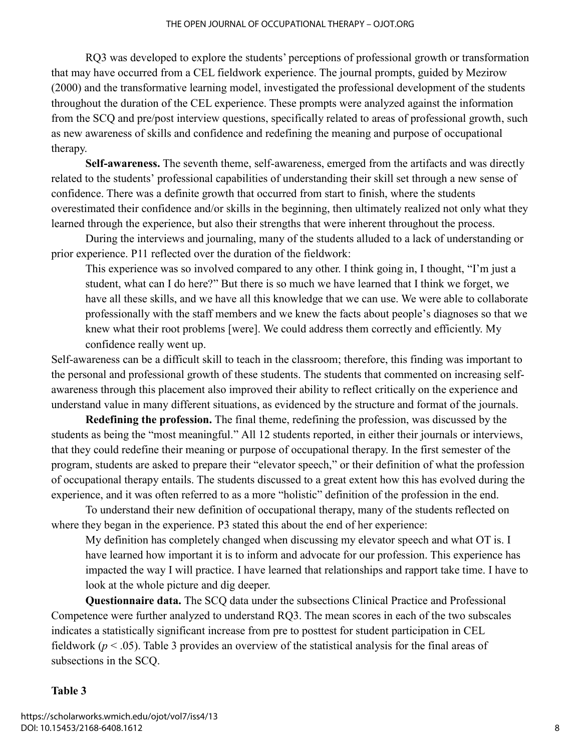RQ3 was developed to explore the students' perceptions of professional growth or transformation that may have occurred from a CEL fieldwork experience. The journal prompts, guided by Mezirow (2000) and the transformative learning model, investigated the professional development of the students throughout the duration of the CEL experience. These prompts were analyzed against the information from the SCQ and pre/post interview questions, specifically related to areas of professional growth, such as new awareness of skills and confidence and redefining the meaning and purpose of occupational therapy.

**Self-awareness.** The seventh theme, self-awareness, emerged from the artifacts and was directly related to the students' professional capabilities of understanding their skill set through a new sense of confidence. There was a definite growth that occurred from start to finish, where the students overestimated their confidence and/or skills in the beginning, then ultimately realized not only what they learned through the experience, but also their strengths that were inherent throughout the process.

During the interviews and journaling, many of the students alluded to a lack of understanding or prior experience. P11 reflected over the duration of the fieldwork:

> This experience was so involved compared to any other. I think going in, I thought, "I'm just a student, what can I do here?" But there is so much we have learned that I think we forget, we have all these skills, and we have all this knowledge that we can use. We were able to collaborate professionally with the staff members and we knew the facts about people's diagnoses so that we knew what their root problems [were]. We could address them correctly and efficiently. My confidence really went up.

Self-awareness can be a difficult skill to teach in the classroom; therefore, this finding was important to the personal and professional growth of these students. The students that commented on increasing self-awareness through this placement also improved their ability to reflect critically on the experience and understand value in many different situations, as evidenced by the structure and format of the journals.

**Redefining the profession.** The final theme, redefining the profession, was discussed by the students as being the "most meaningful." All 12 students reported, in either their journals or interviews, that they could redefine their meaning or purpose of occupational therapy. In the first semester of the program, students are asked to prepare their "elevator speech," or their definition of what the profession of occupational therapy entails. The students discussed to a great extent how this has evolved during the experience, and it was often referred to as a more "holistic" definition of the profession in the end.

To understand their new definition of occupational therapy, many of the students reflected on where they began in the experience. P3 stated this about the end of her experience:

> My definition has completely changed when discussing my elevator speech and what OT is. I have learned how important it is to inform and advocate for our profession. This experience has impacted the way I will practice. I have learned that relationships and rapport take time. I have to look at the whole picture and dig deeper.

**Questionnaire data.** The SCQ data under the subsections Clinical Practice and Professional Competence were further analyzed to understand RQ3. The mean scores in each of the two subscales indicates a statistically significant increase from pre to posttest for student participation in CEL fieldwork ($p < .05$). Table 3 provides an overview of the statistical analysis for the final areas of subsections in the SCQ.

**Table 3**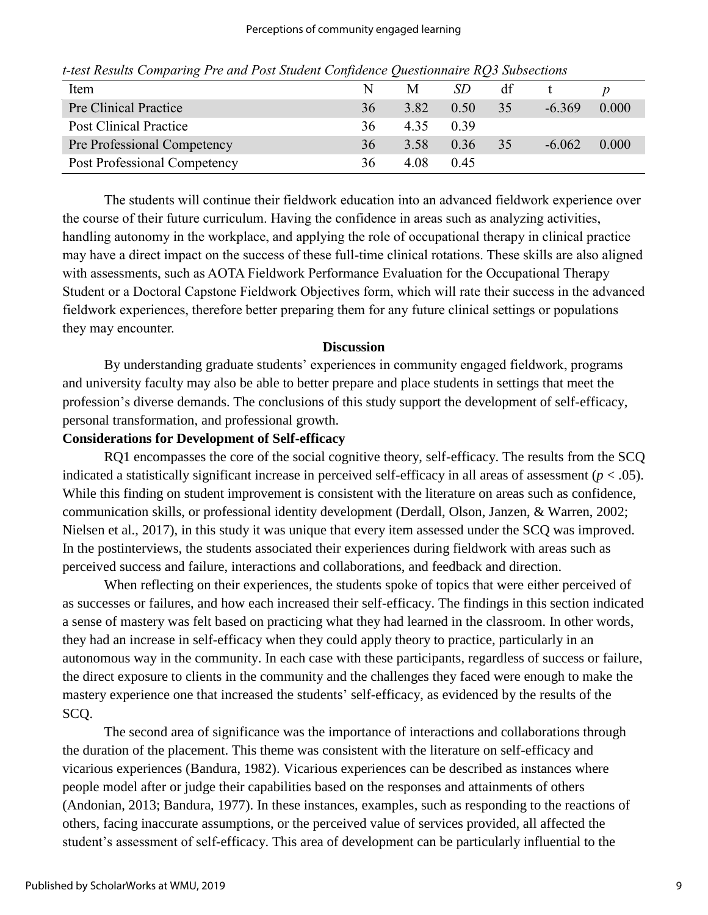*t-test Results Comparing Pre and Post Student Confidence Questionnaire RQ3 Subsections*

| Item | N | M | *SD* | df | t | *p* |
|---|---|---|---|---|---|---|
| Pre Clinical Practice | 36 | 3.82 | 0.50 | 35 | -6.369 | 0.000 |
| Post Clinical Practice | 36 | 4.35 | 0.39 | | | |
| Pre Professional Competency | 36 | 3.58 | 0.36 | 35 | -6.062 | 0.000 |
| Post Professional Competency | 36 | 4.08 | 0.45 | | | |

The students will continue their fieldwork education into an advanced fieldwork experience over the course of their future curriculum. Having the confidence in areas such as analyzing activities, handling autonomy in the workplace, and applying the role of occupational therapy in clinical practice may have a direct impact on the success of these full-time clinical rotations. These skills are also aligned with assessments, such as AOTA Fieldwork Performance Evaluation for the Occupational Therapy Student or a Doctoral Capstone Fieldwork Objectives form, which will rate their success in the advanced fieldwork experiences, therefore better preparing them for any future clinical settings or populations they may encounter.

## Discussion

By understanding graduate students' experiences in community engaged fieldwork, programs and university faculty may also be able to better prepare and place students in settings that meet the profession's diverse demands. The conclusions of this study support the development of self-efficacy, personal transformation, and professional growth.

### Considerations for Development of Self-efficacy

RQ1 encompasses the core of the social cognitive theory, self-efficacy. The results from the SCQ indicated a statistically significant increase in perceived self-efficacy in all areas of assessment ($p < .05$). While this finding on student improvement is consistent with the literature on areas such as confidence, communication skills, or professional identity development (Derdall, Olson, Janzen, & Warren, 2002; Nielsen et al., 2017), in this study it was unique that every item assessed under the SCQ was improved. In the postinterviews, the students associated their experiences during fieldwork with areas such as perceived success and failure, interactions and collaborations, and feedback and direction.

When reflecting on their experiences, the students spoke of topics that were either perceived of as successes or failures, and how each increased their self-efficacy. The findings in this section indicated a sense of mastery was felt based on practicing what they had learned in the classroom. In other words, they had an increase in self-efficacy when they could apply theory to practice, particularly in an autonomous way in the community. In each case with these participants, regardless of success or failure, the direct exposure to clients in the community and the challenges they faced were enough to make the mastery experience one that increased the students' self-efficacy, as evidenced by the results of the SCQ.

The second area of significance was the importance of interactions and collaborations through the duration of the placement. This theme was consistent with the literature on self-efficacy and vicarious experiences (Bandura, 1982). Vicarious experiences can be described as instances where people model after or judge their capabilities based on the responses and attainments of others (Andonian, 2013; Bandura, 1977). In these instances, examples, such as responding to the reactions of others, facing inaccurate assumptions, or the perceived value of services provided, all affected the student's assessment of self-efficacy. This area of development can be particularly influential to the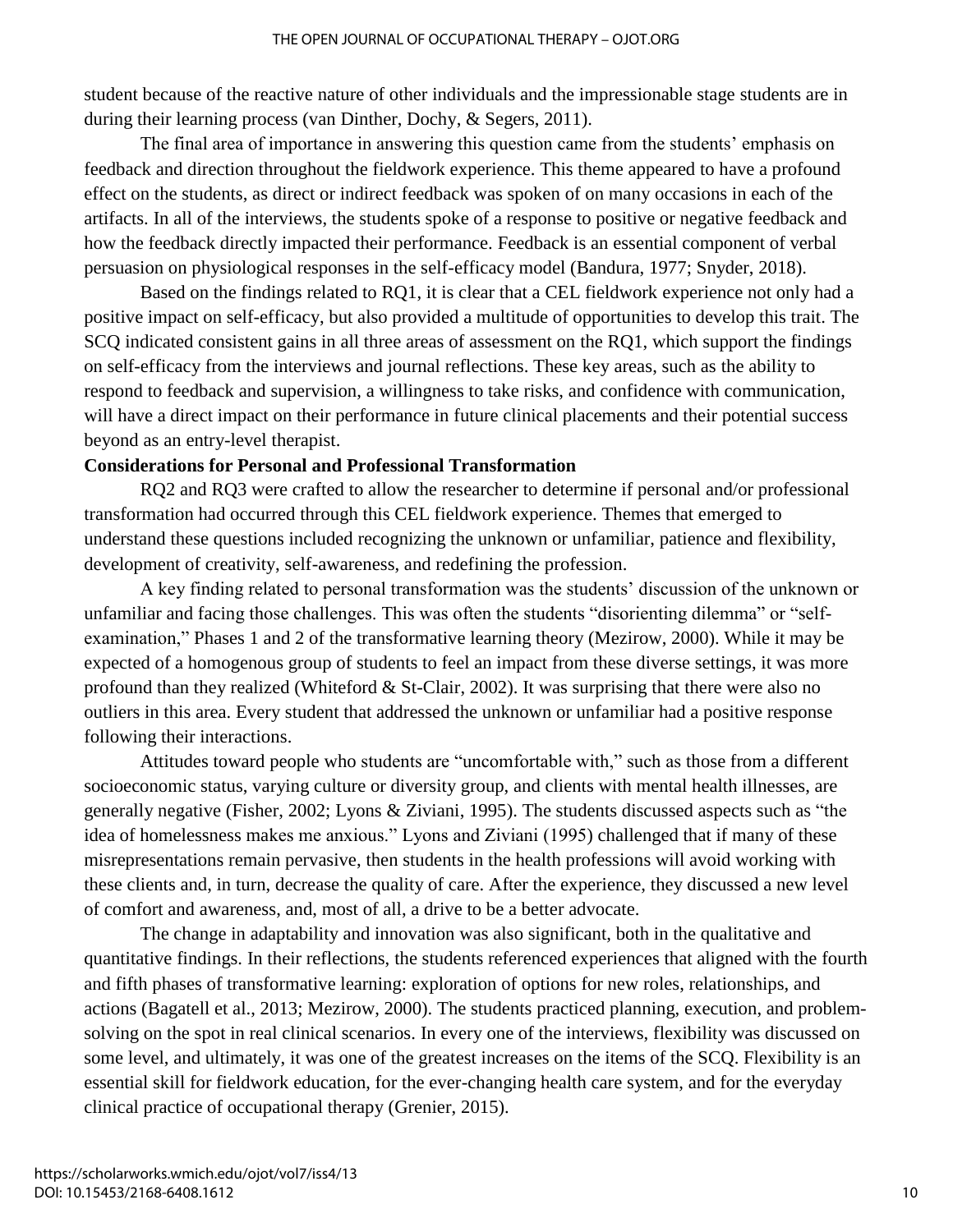student because of the reactive nature of other individuals and the impressionable stage students are in during their learning process (van Dinther, Dochy, & Segers, 2011).

The final area of importance in answering this question came from the students' emphasis on feedback and direction throughout the fieldwork experience. This theme appeared to have a profound effect on the students, as direct or indirect feedback was spoken of on many occasions in each of the artifacts. In all of the interviews, the students spoke of a response to positive or negative feedback and how the feedback directly impacted their performance. Feedback is an essential component of verbal persuasion on physiological responses in the self-efficacy model (Bandura, 1977; Snyder, 2018).

Based on the findings related to RQ1, it is clear that a CEL fieldwork experience not only had a positive impact on self-efficacy, but also provided a multitude of opportunities to develop this trait. The SCQ indicated consistent gains in all three areas of assessment on the RQ1, which support the findings on self-efficacy from the interviews and journal reflections. These key areas, such as the ability to respond to feedback and supervision, a willingness to take risks, and confidence with communication, will have a direct impact on their performance in future clinical placements and their potential success beyond as an entry-level therapist.

**Considerations for Personal and Professional Transformation**

RQ2 and RQ3 were crafted to allow the researcher to determine if personal and/or professional transformation had occurred through this CEL fieldwork experience. Themes that emerged to understand these questions included recognizing the unknown or unfamiliar, patience and flexibility, development of creativity, self-awareness, and redefining the profession.

A key finding related to personal transformation was the students' discussion of the unknown or unfamiliar and facing those challenges. This was often the students "disorienting dilemma" or "self-examination," Phases 1 and 2 of the transformative learning theory (Mezirow, 2000). While it may be expected of a homogenous group of students to feel an impact from these diverse settings, it was more profound than they realized (Whiteford & St-Clair, 2002). It was surprising that there were also no outliers in this area. Every student that addressed the unknown or unfamiliar had a positive response following their interactions.

Attitudes toward people who students are "uncomfortable with," such as those from a different socioeconomic status, varying culture or diversity group, and clients with mental health illnesses, are generally negative (Fisher, 2002; Lyons & Ziviani, 1995). The students discussed aspects such as "the idea of homelessness makes me anxious." Lyons and Ziviani (1995) challenged that if many of these misrepresentations remain pervasive, then students in the health professions will avoid working with these clients and, in turn, decrease the quality of care. After the experience, they discussed a new level of comfort and awareness, and, most of all, a drive to be a better advocate.

The change in adaptability and innovation was also significant, both in the qualitative and quantitative findings. In their reflections, the students referenced experiences that aligned with the fourth and fifth phases of transformative learning: exploration of options for new roles, relationships, and actions (Bagatell et al., 2013; Mezirow, 2000). The students practiced planning, execution, and problem-solving on the spot in real clinical scenarios. In every one of the interviews, flexibility was discussed on some level, and ultimately, it was one of the greatest increases on the items of the SCQ. Flexibility is an essential skill for fieldwork education, for the ever-changing health care system, and for the everyday clinical practice of occupational therapy (Grenier, 2015).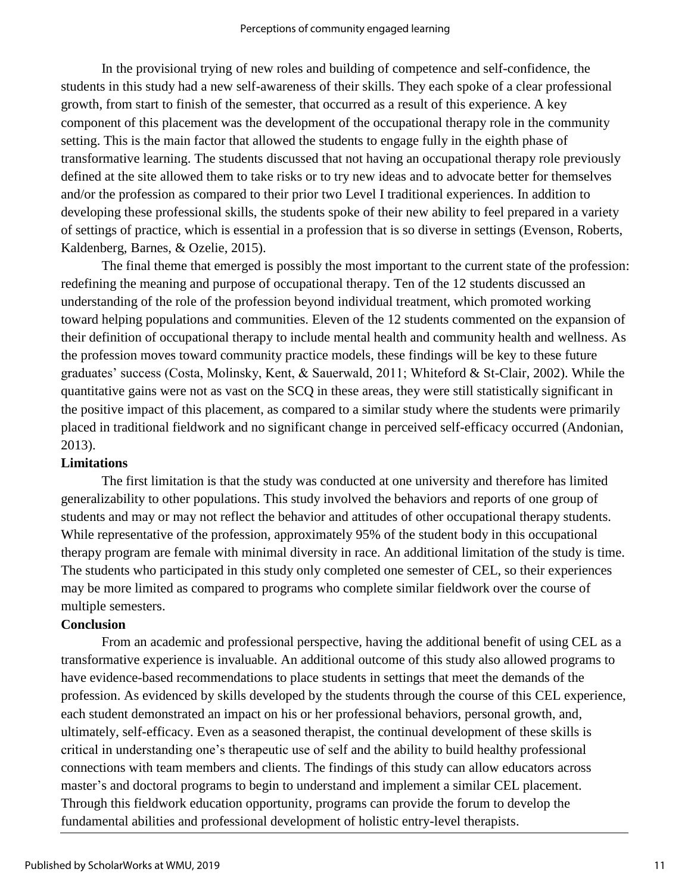In the provisional trying of new roles and building of competence and self-confidence, the students in this study had a new self-awareness of their skills. They each spoke of a clear professional growth, from start to finish of the semester, that occurred as a result of this experience. A key component of this placement was the development of the occupational therapy role in the community setting. This is the main factor that allowed the students to engage fully in the eighth phase of transformative learning. The students discussed that not having an occupational therapy role previously defined at the site allowed them to take risks or to try new ideas and to advocate better for themselves and/or the profession as compared to their prior two Level I traditional experiences. In addition to developing these professional skills, the students spoke of their new ability to feel prepared in a variety of settings of practice, which is essential in a profession that is so diverse in settings (Evenson, Roberts, Kaldenberg, Barnes, & Ozelie, 2015).

The final theme that emerged is possibly the most important to the current state of the profession: redefining the meaning and purpose of occupational therapy. Ten of the 12 students discussed an understanding of the role of the profession beyond individual treatment, which promoted working toward helping populations and communities. Eleven of the 12 students commented on the expansion of their definition of occupational therapy to include mental health and community health and wellness. As the profession moves toward community practice models, these findings will be key to these future graduates' success (Costa, Molinsky, Kent, & Sauerwald, 2011; Whiteford & St-Clair, 2002). While the quantitative gains were not as vast on the SCQ in these areas, they were still statistically significant in the positive impact of this placement, as compared to a similar study where the students were primarily placed in traditional fieldwork and no significant change in perceived self-efficacy occurred (Andonian, 2013).

**Limitations**

The first limitation is that the study was conducted at one university and therefore has limited generalizability to other populations. This study involved the behaviors and reports of one group of students and may or may not reflect the behavior and attitudes of other occupational therapy students. While representative of the profession, approximately 95% of the student body in this occupational therapy program are female with minimal diversity in race. An additional limitation of the study is time. The students who participated in this study only completed one semester of CEL, so their experiences may be more limited as compared to programs who complete similar fieldwork over the course of multiple semesters.

**Conclusion**

From an academic and professional perspective, having the additional benefit of using CEL as a transformative experience is invaluable. An additional outcome of this study also allowed programs to have evidence-based recommendations to place students in settings that meet the demands of the profession. As evidenced by skills developed by the students through the course of this CEL experience, each student demonstrated an impact on his or her professional behaviors, personal growth, and, ultimately, self-efficacy. Even as a seasoned therapist, the continual development of these skills is critical in understanding one's therapeutic use of self and the ability to build healthy professional connections with team members and clients. The findings of this study can allow educators across master's and doctoral programs to begin to understand and implement a similar CEL placement. Through this fieldwork education opportunity, programs can provide the forum to develop the fundamental abilities and professional development of holistic entry-level therapists.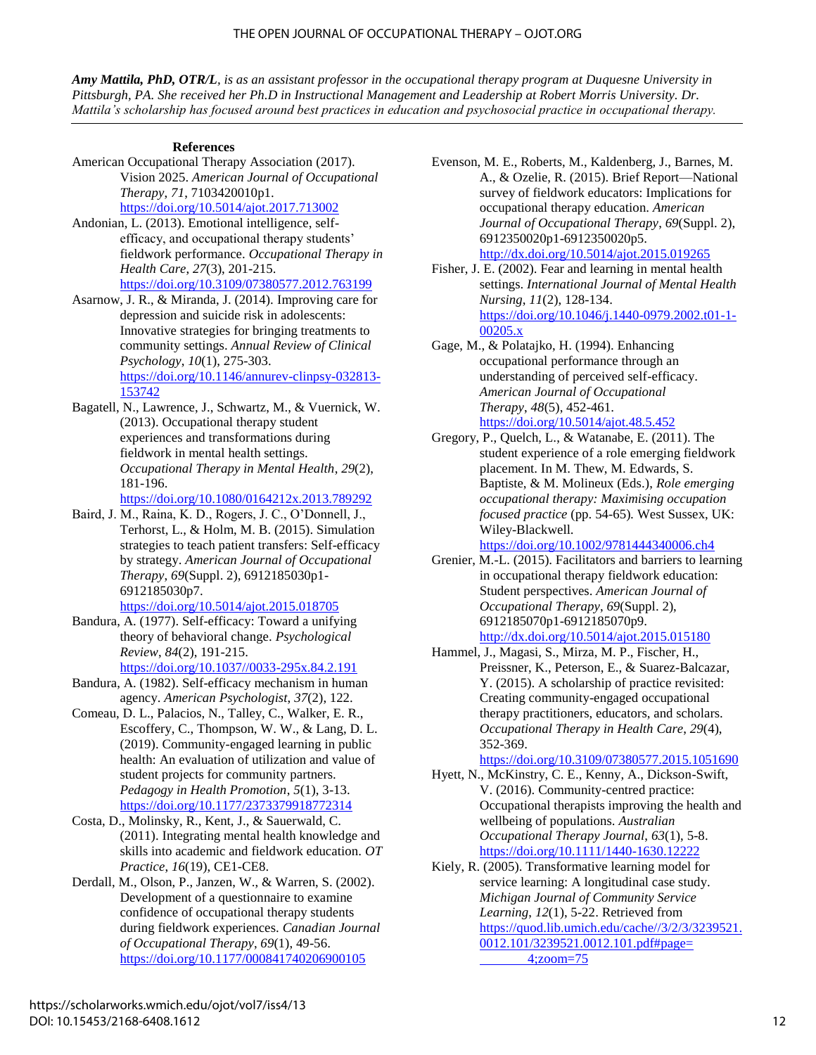***Amy Mattila, PhD, OTR/L**, is as an assistant professor in the occupational therapy program at Duquesne University in Pittsburgh, PA. She received her Ph.D in Instructional Management and Leadership at Robert Morris University. Dr. Mattila's scholarship has focused around best practices in education and psychosocial practice in occupational therapy.*

---

## References

American Occupational Therapy Association (2017). Vision 2025. *American Journal of Occupational Therapy, 71*, 7103420010p1. https://doi.org/10.5014/ajot.2017.713002

Andonian, L. (2013). Emotional intelligence, self-efficacy, and occupational therapy students' fieldwork performance. *Occupational Therapy in Health Care, 27*(3), 201-215. https://doi.org/10.3109/07380577.2012.763199

Asarnow, J. R., & Miranda, J. (2014). Improving care for depression and suicide risk in adolescents: Innovative strategies for bringing treatments to community settings. *Annual Review of Clinical Psychology, 10*(1), 275-303. https://doi.org/10.1146/annurev-clinpsy-032813-153742

Bagatell, N., Lawrence, J., Schwartz, M., & Vuernick, W. (2013). Occupational therapy student experiences and transformations during fieldwork in mental health settings. *Occupational Therapy in Mental Health, 29*(2), 181-196. https://doi.org/10.1080/0164212x.2013.789292

Baird, J. M., Raina, K. D., Rogers, J. C., O'Donnell, J., Terhorst, L., & Holm, M. B. (2015). Simulation strategies to teach patient transfers: Self-efficacy by strategy. *American Journal of Occupational Therapy, 69*(Suppl. 2), 6912185030p1-6912185030p7. https://doi.org/10.5014/ajot.2015.018705

Bandura, A. (1977). Self-efficacy: Toward a unifying theory of behavioral change. *Psychological Review, 84*(2), 191-215. https://doi.org/10.1037//0033-295x.84.2.191

Bandura, A. (1982). Self-efficacy mechanism in human agency. *American Psychologist, 37*(2), 122.

Comeau, D. L., Palacios, N., Talley, C., Walker, E. R., Escoffery, C., Thompson, W. W., & Lang, D. L. (2019). Community-engaged learning in public health: An evaluation of utilization and value of student projects for community partners. *Pedagogy in Health Promotion, 5*(1), 3-13. https://doi.org/10.1177/2373379918772314

Costa, D., Molinsky, R., Kent, J., & Sauerwald, C. (2011). Integrating mental health knowledge and skills into academic and fieldwork education. *OT Practice, 16*(19), CE1-CE8.

Derdall, M., Olson, P., Janzen, W., & Warren, S. (2002). Development of a questionnaire to examine confidence of occupational therapy students during fieldwork experiences. *Canadian Journal of Occupational Therapy, 69*(1), 49-56. https://doi.org/10.1177/000841740206900105

Evenson, M. E., Roberts, M., Kaldenberg, J., Barnes, M. A., & Ozelie, R. (2015). Brief Report—National survey of fieldwork educators: Implications for occupational therapy education. *American Journal of Occupational Therapy, 69*(Suppl. 2), 6912350020p1-6912350020p5. http://dx.doi.org/10.5014/ajot.2015.019265

Fisher, J. E. (2002). Fear and learning in mental health settings. *International Journal of Mental Health Nursing, 11*(2), 128-134. https://doi.org/10.1046/j.1440-0979.2002.t01-1-00205.x

Gage, M., & Polatajko, H. (1994). Enhancing occupational performance through an understanding of perceived self-efficacy. *American Journal of Occupational Therapy, 48*(5), 452-461. https://doi.org/10.5014/ajot.48.5.452

Gregory, P., Quelch, L., & Watanabe, E. (2011). The student experience of a role emerging fieldwork placement. In M. Thew, M. Edwards, S. Baptiste, & M. Molineux (Eds.), *Role emerging occupational therapy: Maximising occupation focused practice* (pp. 54-65). West Sussex, UK: Wiley-Blackwell. https://doi.org/10.1002/9781444340006.ch4

Grenier, M.-L. (2015). Facilitators and barriers to learning in occupational therapy fieldwork education: Student perspectives. *American Journal of Occupational Therapy, 69*(Suppl. 2), 6912185070p1-6912185070p9. http://dx.doi.org/10.5014/ajot.2015.015180

Hammel, J., Magasi, S., Mirza, M. P., Fischer, H., Preissner, K., Peterson, E., & Suarez-Balcazar, Y. (2015). A scholarship of practice revisited: Creating community-engaged occupational therapy practitioners, educators, and scholars. *Occupational Therapy in Health Care, 29*(4), 352-369. https://doi.org/10.3109/07380577.2015.1051690

Hyett, N., McKinstry, C. E., Kenny, A., Dickson-Swift, V. (2016). Community-centred practice: Occupational therapists improving the health and wellbeing of populations. *Australian Occupational Therapy Journal, 63*(1), 5-8. https://doi.org/10.1111/1440-1630.12222

Kiely, R. (2005). Transformative learning model for service learning: A longitudinal case study. *Michigan Journal of Community Service Learning, 12*(1), 5-22. Retrieved from https://quod.lib.umich.edu/cache//3/2/3/3239521.0012.101/3239521.0012.101.pdf#page=4;zoom=75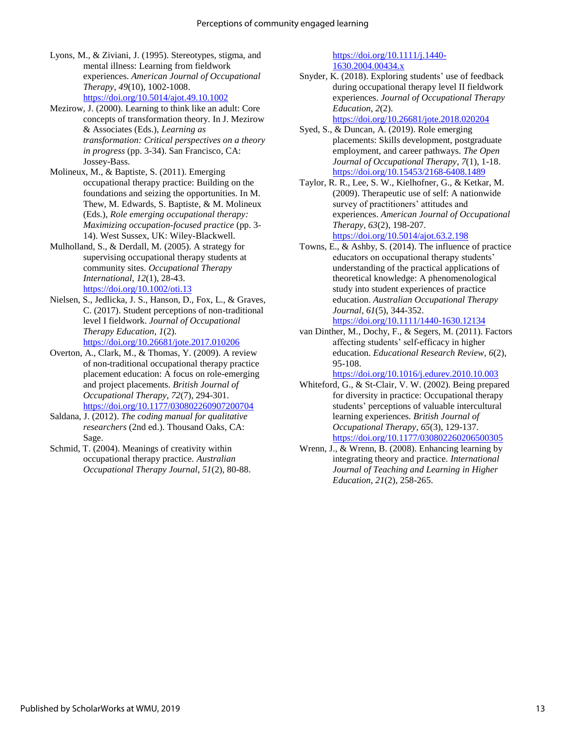Lyons, M., & Ziviani, J. (1995). Stereotypes, stigma, and mental illness: Learning from fieldwork experiences. *American Journal of Occupational Therapy*, *49*(10), 1002-1008. https://doi.org/10.5014/ajot.49.10.1002

Mezirow, J. (2000). Learning to think like an adult: Core concepts of transformation theory. In J. Mezirow & Associates (Eds.), *Learning as transformation: Critical perspectives on a theory in progress* (pp. 3-34). San Francisco, CA: Jossey-Bass.

Molineux, M., & Baptiste, S. (2011). Emerging occupational therapy practice: Building on the foundations and seizing the opportunities. In M. Thew, M. Edwards, S. Baptiste, & M. Molineux (Eds.), *Role emerging occupational therapy: Maximizing occupation-focused practice* (pp. 3-14). West Sussex, UK: Wiley-Blackwell.

Mulholland, S., & Derdall, M. (2005). A strategy for supervising occupational therapy students at community sites. *Occupational Therapy International, 12*(1), 28-43. https://doi.org/10.1002/oti.13

Nielsen, S., Jedlicka, J. S., Hanson, D., Fox, L., & Graves, C. (2017). Student perceptions of non-traditional level I fieldwork. *Journal of Occupational Therapy Education*, *1*(2). https://doi.org/10.26681/jote.2017.010206

Overton, A., Clark, M., & Thomas, Y. (2009). A review of non-traditional occupational therapy practice placement education: A focus on role-emerging and project placements. *British Journal of Occupational Therapy*, *72*(7), 294-301. https://doi.org/10.1177/030802260907200704

Saldana, J. (2012). *The coding manual for qualitative researchers* (2nd ed.). Thousand Oaks, CA: Sage.

Schmid, T. (2004). Meanings of creativity within occupational therapy practice. *Australian Occupational Therapy Journal*, *51*(2), 80-88. https://doi.org/10.1111/j.1440-1630.2004.00434.x

Snyder, K. (2018). Exploring students' use of feedback during occupational therapy level II fieldwork experiences. *Journal of Occupational Therapy Education*, *2*(2). https://doi.org/10.26681/jote.2018.020204

Syed, S., & Duncan, A. (2019). Role emerging placements: Skills development, postgraduate employment, and career pathways. *The Open Journal of Occupational Therapy*, *7*(1), 1-18. https://doi.org/10.15453/2168-6408.1489

Taylor, R. R., Lee, S. W., Kielhofner, G., & Ketkar, M. (2009). Therapeutic use of self: A nationwide survey of practitioners' attitudes and experiences. *American Journal of Occupational Therapy*, *63*(2), 198-207. https://doi.org/10.5014/ajot.63.2.198

Towns, E., & Ashby, S. (2014). The influence of practice educators on occupational therapy students' understanding of the practical applications of theoretical knowledge: A phenomenological study into student experiences of practice education. *Australian Occupational Therapy Journal*, *61*(5), 344-352. https://doi.org/10.1111/1440-1630.12134

van Dinther, M., Dochy, F., & Segers, M. (2011). Factors affecting students' self-efficacy in higher education. *Educational Research Review*, *6*(2), 95-108. https://doi.org/10.1016/j.edurev.2010.10.003

Whiteford, G., & St-Clair, V. W. (2002). Being prepared for diversity in practice: Occupational therapy students' perceptions of valuable intercultural learning experiences. *British Journal of Occupational Therapy*, *65*(3), 129-137. https://doi.org/10.1177/030802260206500305

Wrenn, J., & Wrenn, B. (2008). Enhancing learning by integrating theory and practice. *International Journal of Teaching and Learning in Higher Education*, *21*(2), 258-265.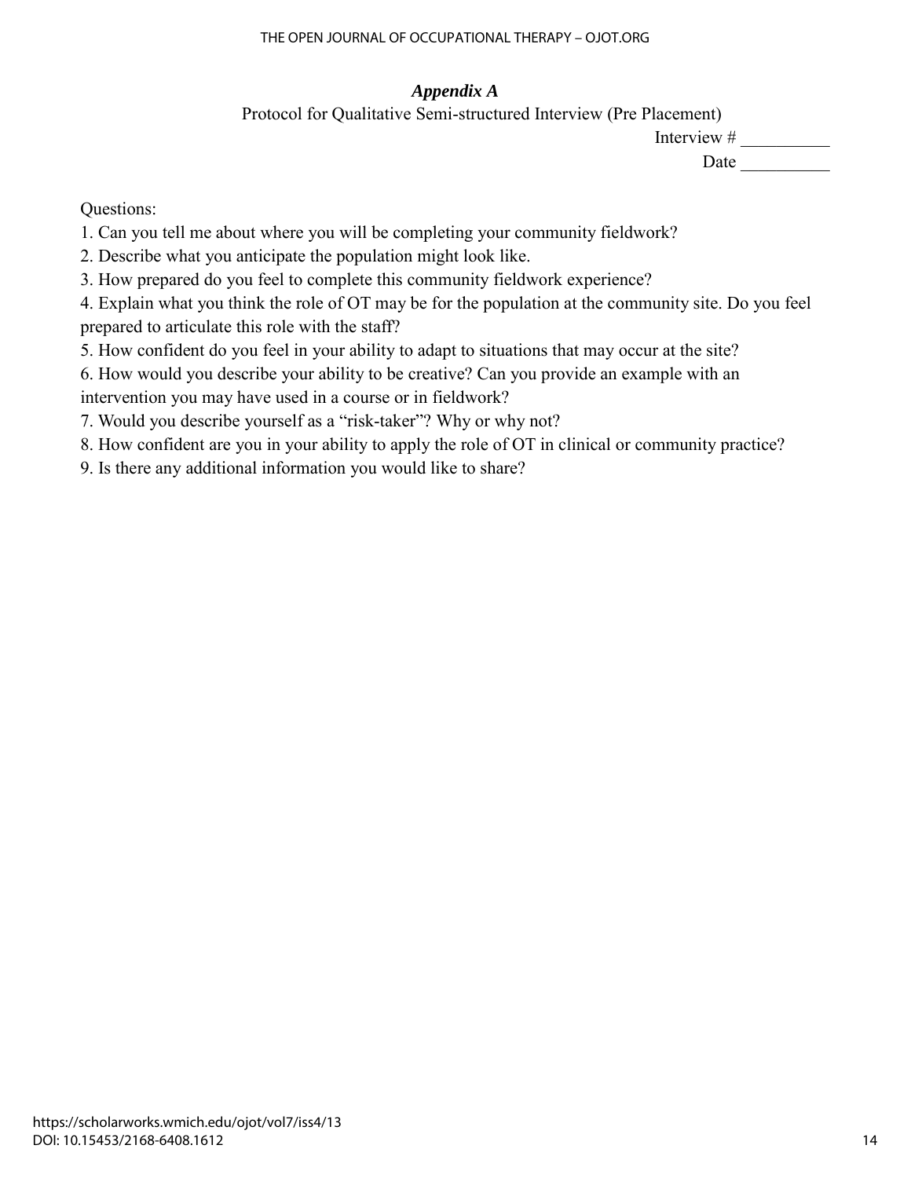## *Appendix A*

Protocol for Qualitative Semi-structured Interview (Pre Placement)

Interview # __________

Date __________

Questions:

1. Can you tell me about where you will be completing your community fieldwork?
2. Describe what you anticipate the population might look like.
3. How prepared do you feel to complete this community fieldwork experience?
4. Explain what you think the role of OT may be for the population at the community site. Do you feel prepared to articulate this role with the staff?
5. How confident do you feel in your ability to adapt to situations that may occur at the site?
6. How would you describe your ability to be creative? Can you provide an example with an intervention you may have used in a course or in fieldwork?
7. Would you describe yourself as a "risk-taker"? Why or why not?
8. How confident are you in your ability to apply the role of OT in clinical or community practice?
9. Is there any additional information you would like to share?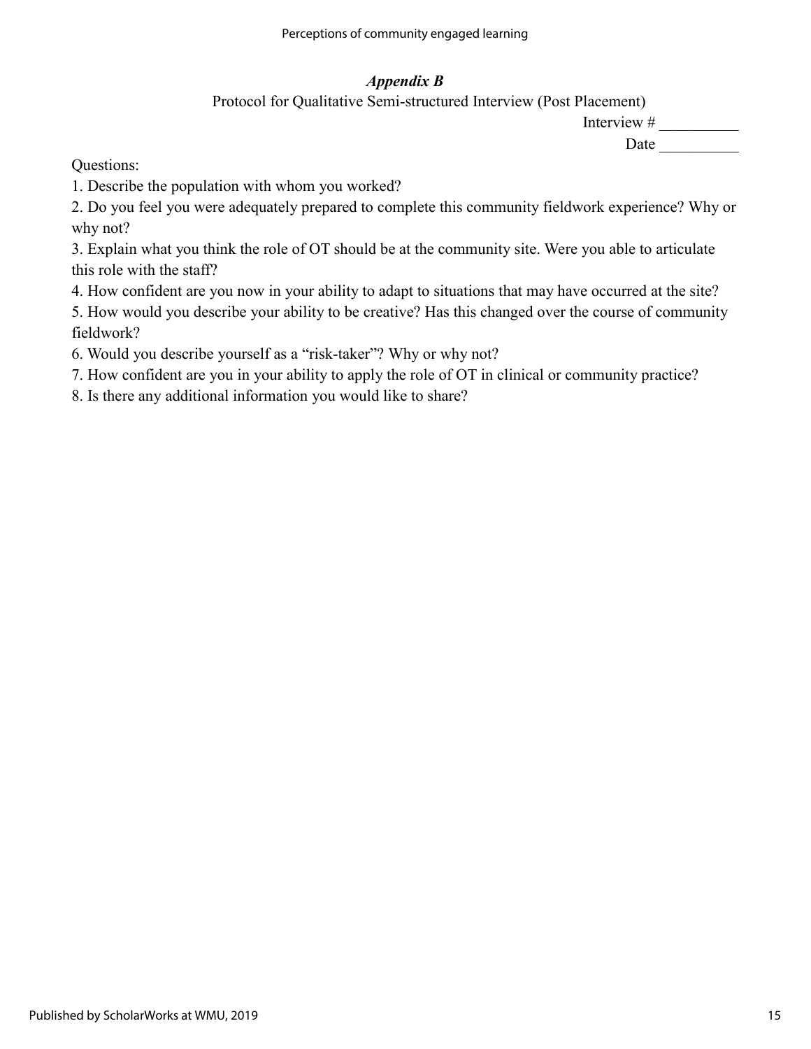## *Appendix B*

Protocol for Qualitative Semi-structured Interview (Post Placement)

Interview # __________

Date __________

Questions:

1. Describe the population with whom you worked?
2. Do you feel you were adequately prepared to complete this community fieldwork experience? Why or why not?
3. Explain what you think the role of OT should be at the community site. Were you able to articulate this role with the staff?
4. How confident are you now in your ability to adapt to situations that may have occurred at the site?
5. How would you describe your ability to be creative? Has this changed over the course of community fieldwork?
6. Would you describe yourself as a "risk-taker"? Why or why not?
7. How confident are you in your ability to apply the role of OT in clinical or community practice?
8. Is there any additional information you would like to share?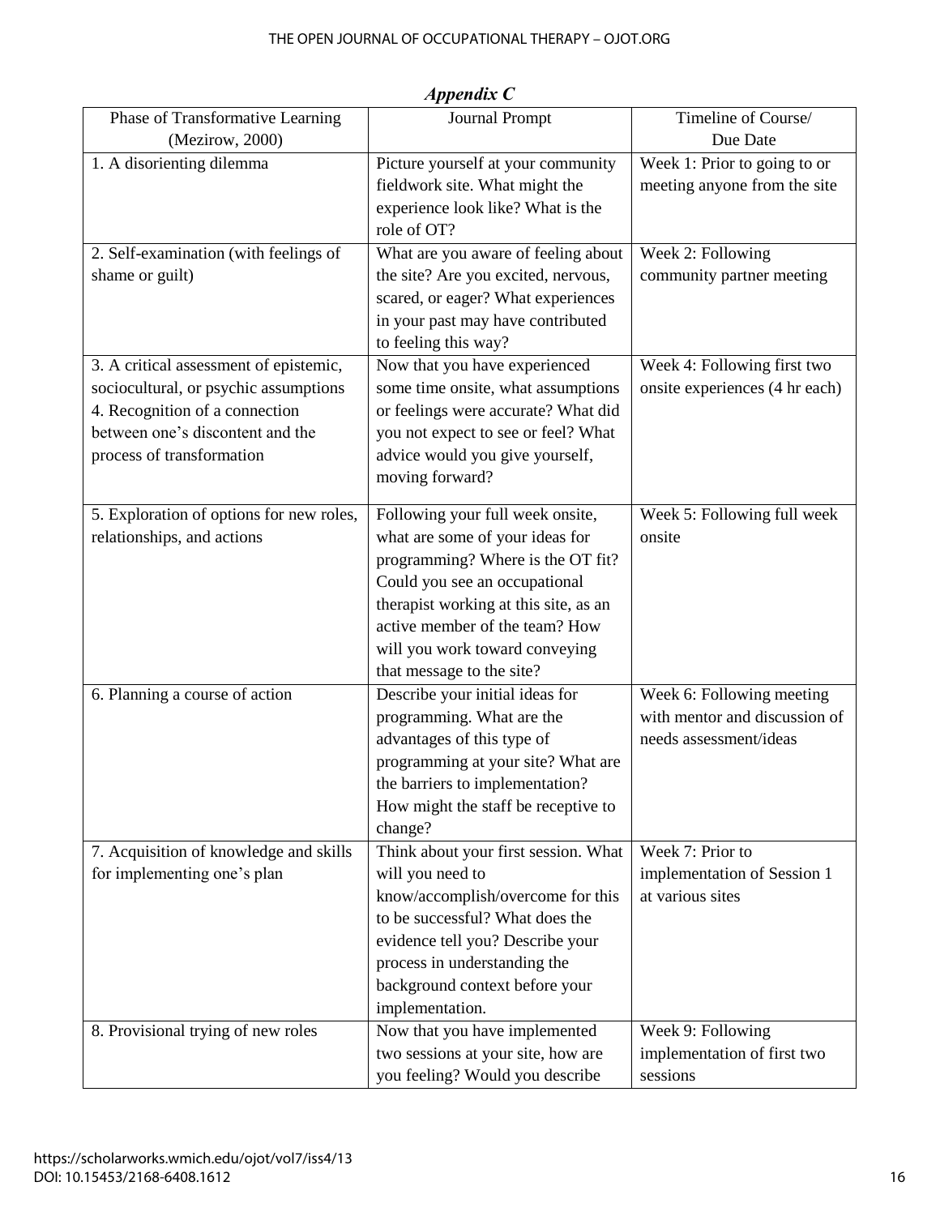## *Appendix C*

| Phase of Transformative Learning (Mezirow, 2000) | Journal Prompt | Timeline of Course/ Due Date |
|---|---|---|
| 1. A disorienting dilemma | Picture yourself at your community fieldwork site. What might the experience look like? What is the role of OT? | Week 1: Prior to going to or meeting anyone from the site |
| 2. Self-examination (with feelings of shame or guilt) | What are you aware of feeling about the site? Are you excited, nervous, scared, or eager? What experiences in your past may have contributed to feeling this way? | Week 2: Following community partner meeting |
| 3. A critical assessment of epistemic, sociocultural, or psychic assumptions<br>4. Recognition of a connection between one's discontent and the process of transformation | Now that you have experienced some time onsite, what assumptions or feelings were accurate? What did you not expect to see or feel? What advice would you give yourself, moving forward? | Week 4: Following first two onsite experiences (4 hr each) |
| 5. Exploration of options for new roles, relationships, and actions | Following your full week onsite, what are some of your ideas for programming? Where is the OT fit? Could you see an occupational therapist working at this site, as an active member of the team? How will you work toward conveying that message to the site? | Week 5: Following full week onsite |
| 6. Planning a course of action | Describe your initial ideas for programming. What are the advantages of this type of programming at your site? What are the barriers to implementation? How might the staff be receptive to change? | Week 6: Following meeting with mentor and discussion of needs assessment/ideas |
| 7. Acquisition of knowledge and skills for implementing one's plan | Think about your first session. What will you need to know/accomplish/overcome for this to be successful? What does the evidence tell you? Describe your process in understanding the background context before your implementation. | Week 7: Prior to implementation of Session 1 at various sites |
| 8. Provisional trying of new roles | Now that you have implemented two sessions at your site, how are you feeling? Would you describe | Week 9: Following implementation of first two sessions |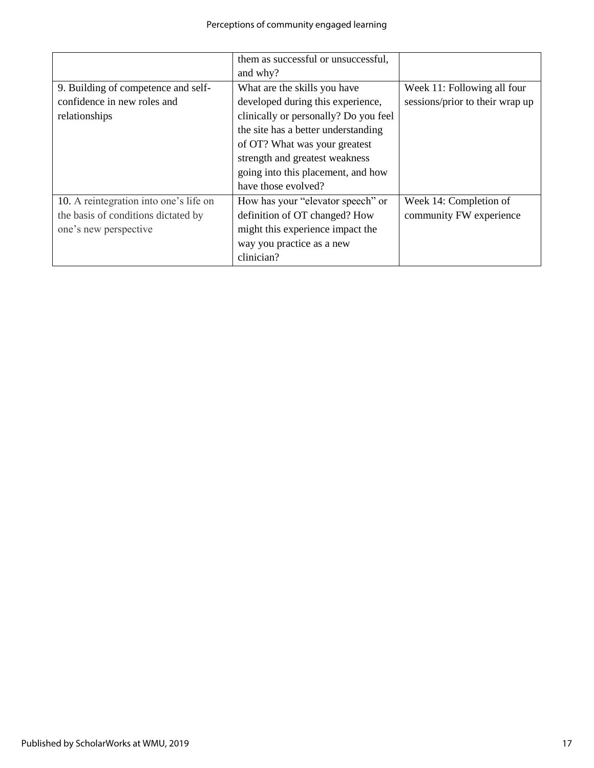| | | |
|---|---|---|
| | them as successful or unsuccessful, and why? | |
| 9. Building of competence and self-confidence in new roles and relationships | What are the skills you have developed during this experience, clinically or personally? Do you feel the site has a better understanding of OT? What was your greatest strength and greatest weakness going into this placement, and how have those evolved? | Week 11: Following all four sessions/prior to their wrap up |
| 10. A reintegration into one's life on the basis of conditions dictated by one's new perspective | How has your "elevator speech" or definition of OT changed? How might this experience impact the way you practice as a new clinician? | Week 14: Completion of community FW experience |